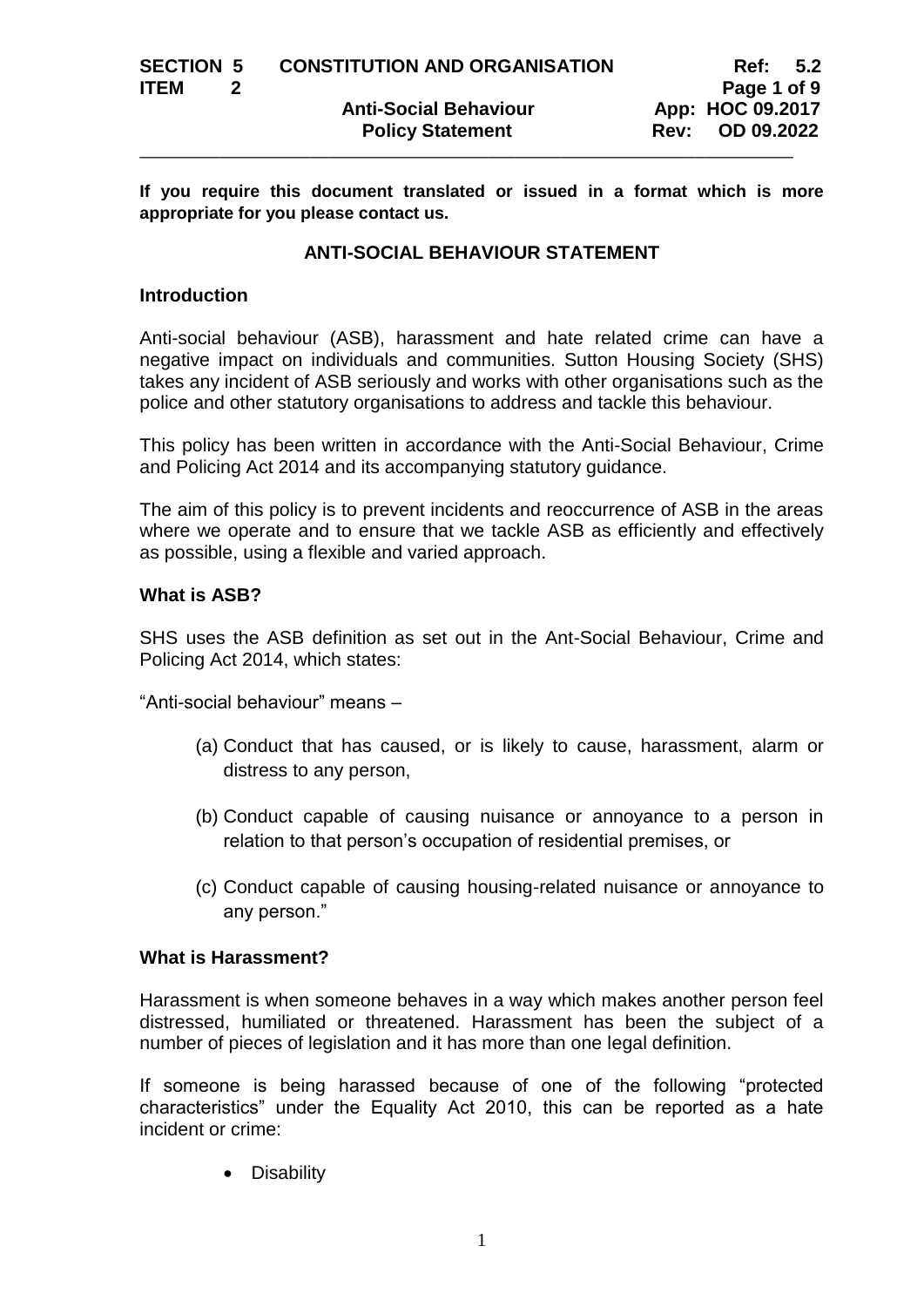**If you require this document translated or issued in a format which is more appropriate for you please contact us.**

## ANTI-SOCIAL BEHAVIOUR STATEMENT

### Introduction

Anti-social behaviour (ASB), harassment and hate related crime can have a negative impact on individuals and communities. Sutton Housing Society (SHS) takes any incident of ASB seriously and works with other organisations such as the police and other statutory organisations to address and tackle this behaviour.

This policy has been written in accordance with the Anti-Social Behaviour, Crime and Policing Act 2014 and its accompanying statutory guidance.

The aim of this policy is to prevent incidents and reoccurrence of ASB in the areas where we operate and to ensure that we tackle ASB as efficiently and effectively as possible, using a flexible and varied approach.

### What is ASB?

SHS uses the ASB definition as set out in the Ant-Social Behaviour, Crime and Policing Act 2014, which states:

"Anti-social behaviour" means –

(a) Conduct that has caused, or is likely to cause, harassment, alarm or distress to any person,

(b) Conduct capable of causing nuisance or annoyance to a person in relation to that person's occupation of residential premises, or

(c) Conduct capable of causing housing-related nuisance or annoyance to any person."

### What is Harassment?

Harassment is when someone behaves in a way which makes another person feel distressed, humiliated or threatened. Harassment has been the subject of a number of pieces of legislation and it has more than one legal definition.

If someone is being harassed because of one of the following "protected characteristics" under the Equality Act 2010, this can be reported as a hate incident or crime:

- Disability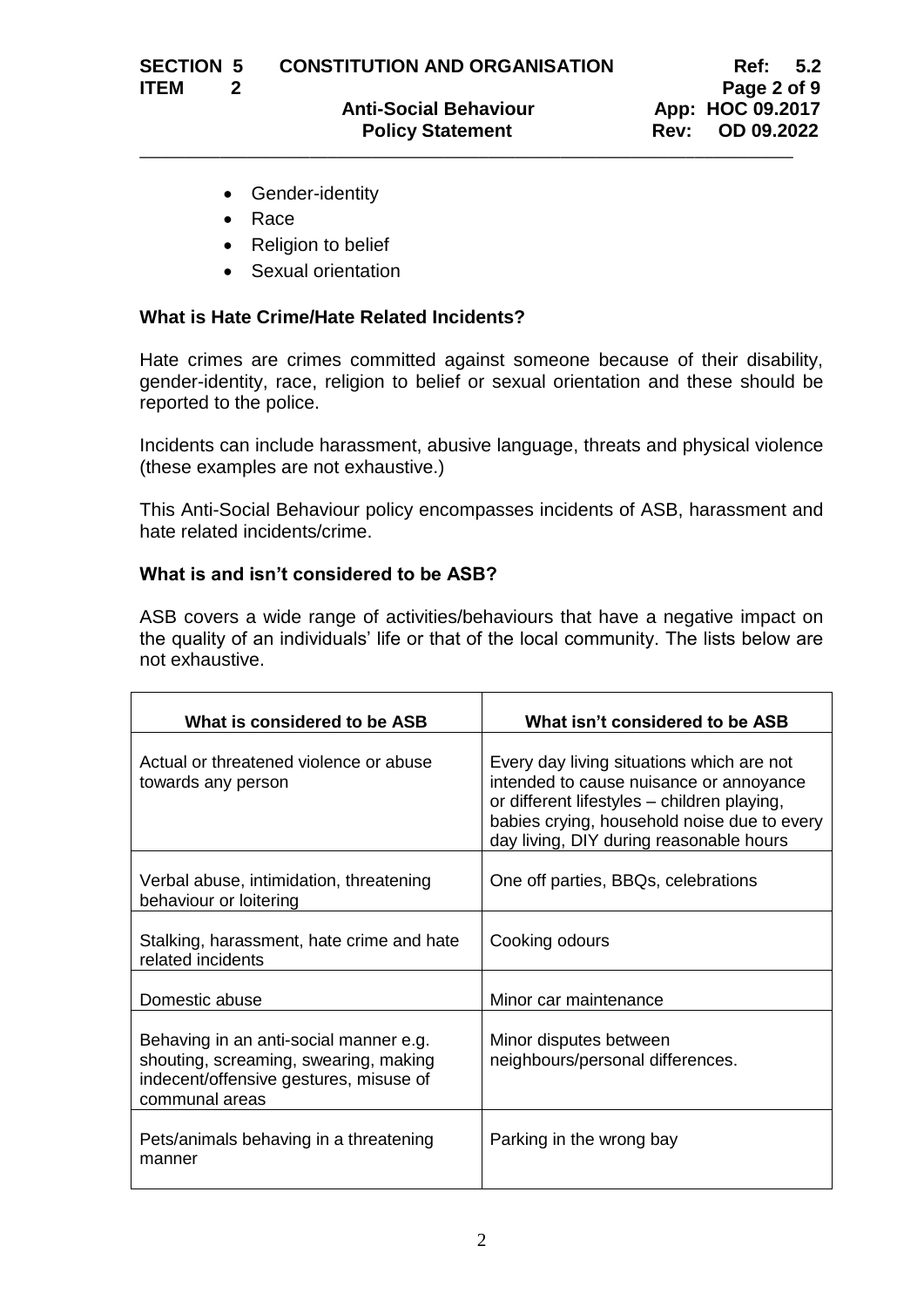- Gender-identity
- Race
- Religion to belief
- Sexual orientation

**What is Hate Crime/Hate Related Incidents?**

Hate crimes are crimes committed against someone because of their disability, gender-identity, race, religion to belief or sexual orientation and these should be reported to the police.

Incidents can include harassment, abusive language, threats and physical violence (these examples are not exhaustive.)

This Anti-Social Behaviour policy encompasses incidents of ASB, harassment and hate related incidents/crime.

**What is and isn't considered to be ASB?**

ASB covers a wide range of activities/behaviours that have a negative impact on the quality of an individuals' life or that of the local community. The lists below are not exhaustive.

| What is considered to be ASB | What isn't considered to be ASB |
|---|---|
| Actual or threatened violence or abuse towards any person | Every day living situations which are not intended to cause nuisance or annoyance or different lifestyles – children playing, babies crying, household noise due to every day living, DIY during reasonable hours |
| Verbal abuse, intimidation, threatening behaviour or loitering | One off parties, BBQs, celebrations |
| Stalking, harassment, hate crime and hate related incidents | Cooking odours |
| Domestic abuse | Minor car maintenance |
| Behaving in an anti-social manner e.g. shouting, screaming, swearing, making indecent/offensive gestures, misuse of communal areas | Minor disputes between neighbours/personal differences. |
| Pets/animals behaving in a threatening manner | Parking in the wrong bay |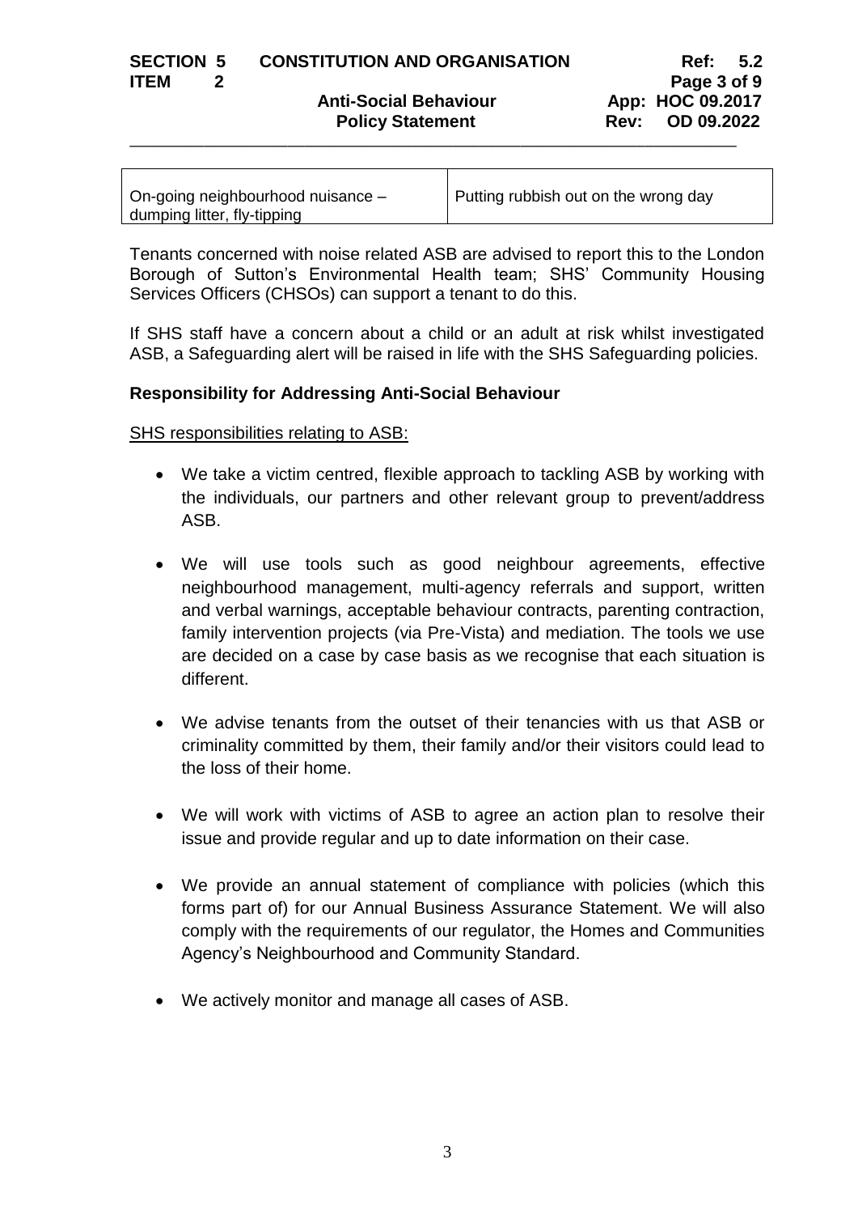| On-going neighbourhood nuisance – dumping litter, fly-tipping | Putting rubbish out on the wrong day |
|---|---|

Tenants concerned with noise related ASB are advised to report this to the London Borough of Sutton's Environmental Health team; SHS' Community Housing Services Officers (CHSOs) can support a tenant to do this.

If SHS staff have a concern about a child or an adult at risk whilst investigated ASB, a Safeguarding alert will be raised in life with the SHS Safeguarding policies.

**Responsibility for Addressing Anti-Social Behaviour**

SHS responsibilities relating to ASB:

- We take a victim centred, flexible approach to tackling ASB by working with the individuals, our partners and other relevant group to prevent/address ASB.
- We will use tools such as good neighbour agreements, effective neighbourhood management, multi-agency referrals and support, written and verbal warnings, acceptable behaviour contracts, parenting contraction, family intervention projects (via Pre-Vista) and mediation. The tools we use are decided on a case by case basis as we recognise that each situation is different.
- We advise tenants from the outset of their tenancies with us that ASB or criminality committed by them, their family and/or their visitors could lead to the loss of their home.
- We will work with victims of ASB to agree an action plan to resolve their issue and provide regular and up to date information on their case.
- We provide an annual statement of compliance with policies (which this forms part of) for our Annual Business Assurance Statement. We will also comply with the requirements of our regulator, the Homes and Communities Agency's Neighbourhood and Community Standard.
- We actively monitor and manage all cases of ASB.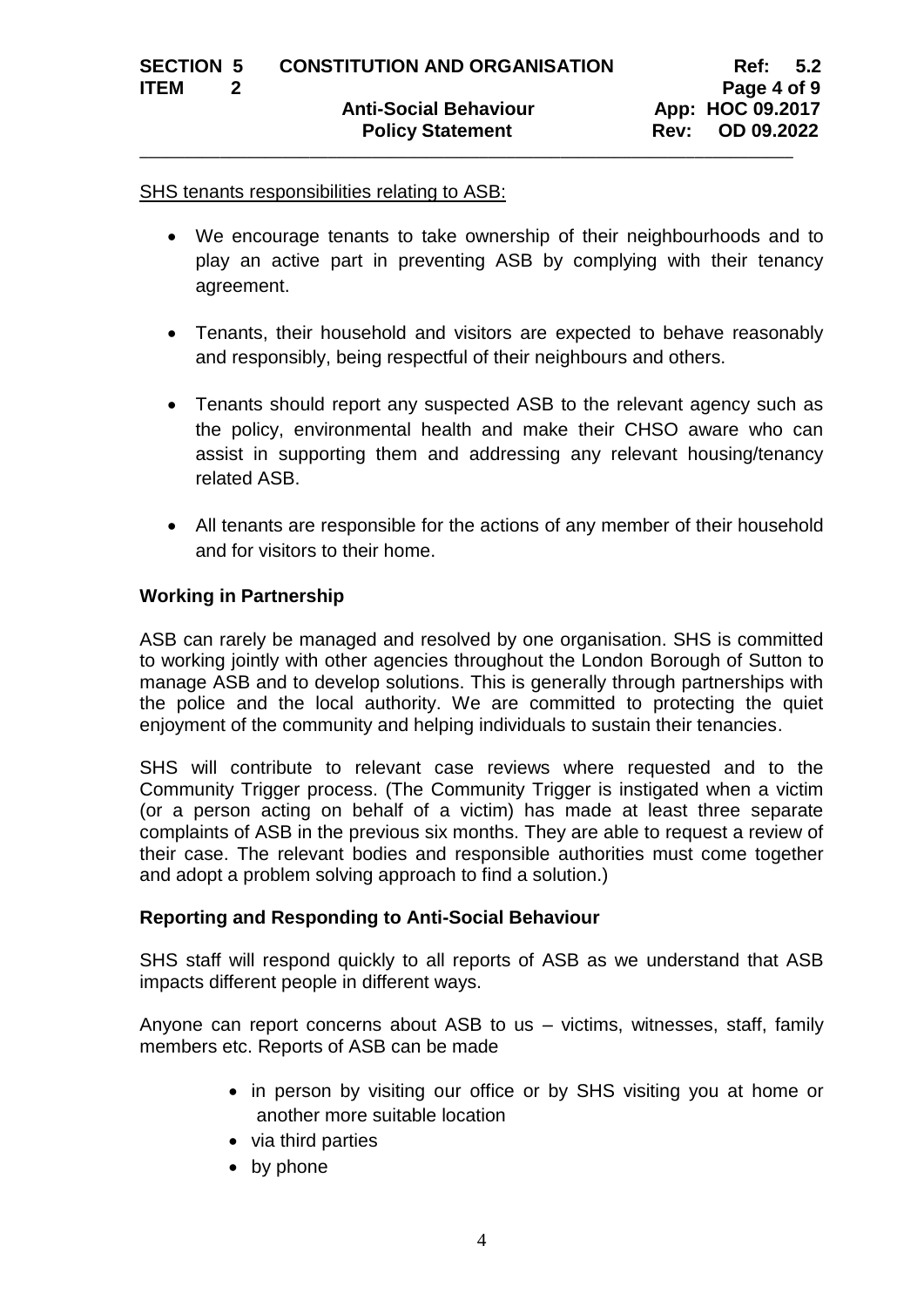SHS tenants responsibilities relating to ASB:

- We encourage tenants to take ownership of their neighbourhoods and to play an active part in preventing ASB by complying with their tenancy agreement.
- Tenants, their household and visitors are expected to behave reasonably and responsibly, being respectful of their neighbours and others.
- Tenants should report any suspected ASB to the relevant agency such as the policy, environmental health and make their CHSO aware who can assist in supporting them and addressing any relevant housing/tenancy related ASB.
- All tenants are responsible for the actions of any member of their household and for visitors to their home.

**Working in Partnership**

ASB can rarely be managed and resolved by one organisation. SHS is committed to working jointly with other agencies throughout the London Borough of Sutton to manage ASB and to develop solutions. This is generally through partnerships with the police and the local authority. We are committed to protecting the quiet enjoyment of the community and helping individuals to sustain their tenancies.

SHS will contribute to relevant case reviews where requested and to the Community Trigger process. (The Community Trigger is instigated when a victim (or a person acting on behalf of a victim) has made at least three separate complaints of ASB in the previous six months. They are able to request a review of their case. The relevant bodies and responsible authorities must come together and adopt a problem solving approach to find a solution.)

**Reporting and Responding to Anti-Social Behaviour**

SHS staff will respond quickly to all reports of ASB as we understand that ASB impacts different people in different ways.

Anyone can report concerns about ASB to us – victims, witnesses, staff, family members etc. Reports of ASB can be made

- in person by visiting our office or by SHS visiting you at home or another more suitable location
- via third parties
- by phone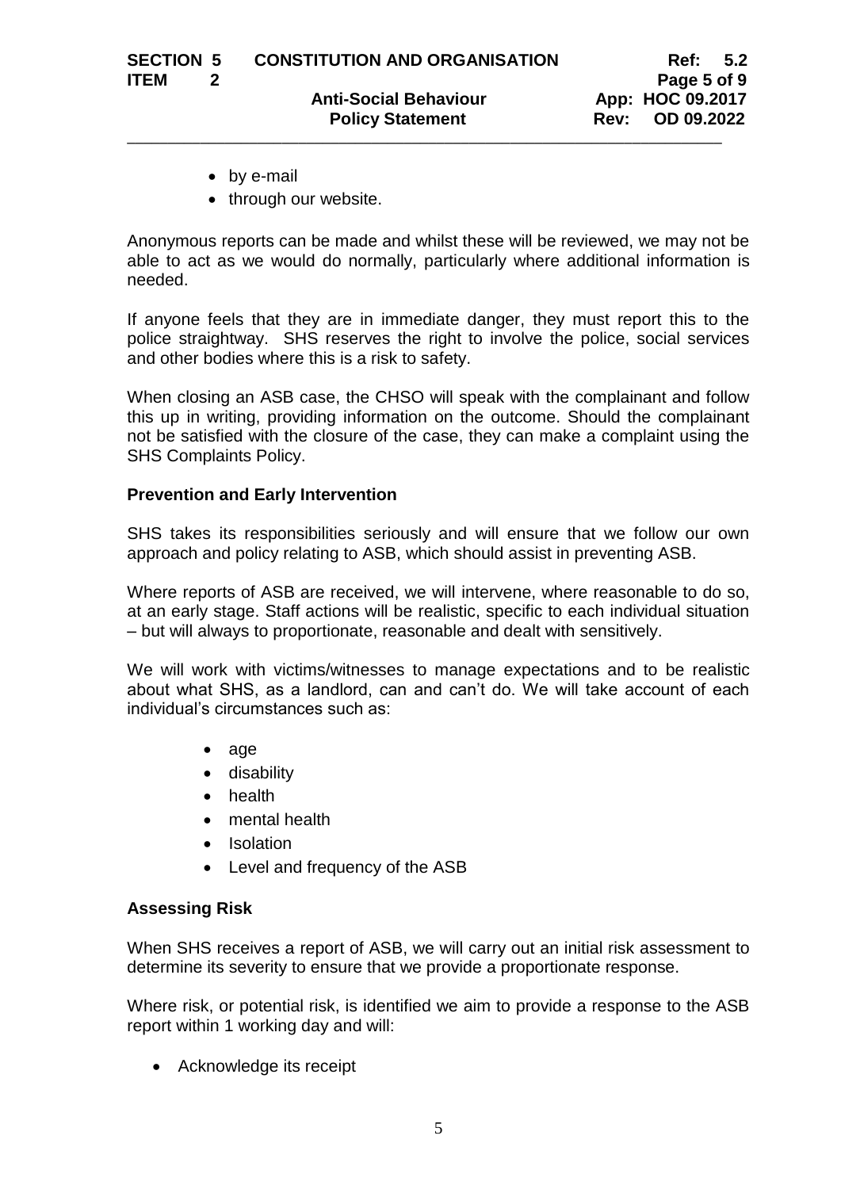- by e-mail
- through our website.

Anonymous reports can be made and whilst these will be reviewed, we may not be able to act as we would do normally, particularly where additional information is needed.

If anyone feels that they are in immediate danger, they must report this to the police straightway. SHS reserves the right to involve the police, social services and other bodies where this is a risk to safety.

When closing an ASB case, the CHSO will speak with the complainant and follow this up in writing, providing information on the outcome. Should the complainant not be satisfied with the closure of the case, they can make a complaint using the SHS Complaints Policy.

**Prevention and Early Intervention**

SHS takes its responsibilities seriously and will ensure that we follow our own approach and policy relating to ASB, which should assist in preventing ASB.

Where reports of ASB are received, we will intervene, where reasonable to do so, at an early stage. Staff actions will be realistic, specific to each individual situation – but will always to proportionate, reasonable and dealt with sensitively.

We will work with victims/witnesses to manage expectations and to be realistic about what SHS, as a landlord, can and can't do. We will take account of each individual's circumstances such as:

- age
- disability
- health
- mental health
- Isolation
- Level and frequency of the ASB

**Assessing Risk**

When SHS receives a report of ASB, we will carry out an initial risk assessment to determine its severity to ensure that we provide a proportionate response.

Where risk, or potential risk, is identified we aim to provide a response to the ASB report within 1 working day and will:

- Acknowledge its receipt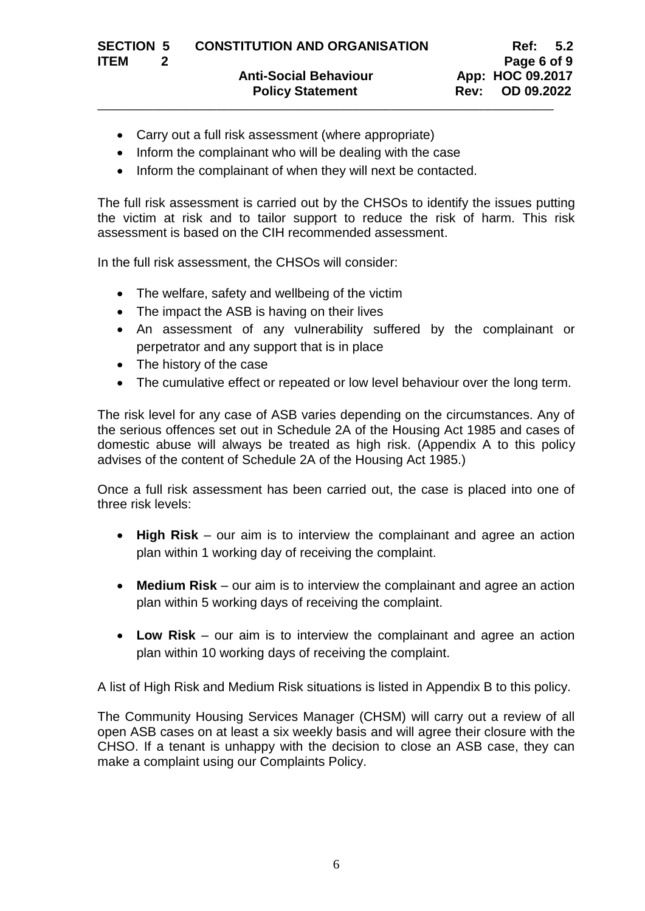- Carry out a full risk assessment (where appropriate)
- Inform the complainant who will be dealing with the case
- Inform the complainant of when they will next be contacted.

The full risk assessment is carried out by the CHSOs to identify the issues putting the victim at risk and to tailor support to reduce the risk of harm. This risk assessment is based on the CIH recommended assessment.

In the full risk assessment, the CHSOs will consider:

- The welfare, safety and wellbeing of the victim
- The impact the ASB is having on their lives
- An assessment of any vulnerability suffered by the complainant or perpetrator and any support that is in place
- The history of the case
- The cumulative effect or repeated or low level behaviour over the long term.

The risk level for any case of ASB varies depending on the circumstances. Any of the serious offences set out in Schedule 2A of the Housing Act 1985 and cases of domestic abuse will always be treated as high risk. (Appendix A to this policy advises of the content of Schedule 2A of the Housing Act 1985.)

Once a full risk assessment has been carried out, the case is placed into one of three risk levels:

- **High Risk** – our aim is to interview the complainant and agree an action plan within 1 working day of receiving the complaint.

- **Medium Risk** – our aim is to interview the complainant and agree an action plan within 5 working days of receiving the complaint.

- **Low Risk** – our aim is to interview the complainant and agree an action plan within 10 working days of receiving the complaint.

A list of High Risk and Medium Risk situations is listed in Appendix B to this policy.

The Community Housing Services Manager (CHSM) will carry out a review of all open ASB cases on at least a six weekly basis and will agree their closure with the CHSO. If a tenant is unhappy with the decision to close an ASB case, they can make a complaint using our Complaints Policy.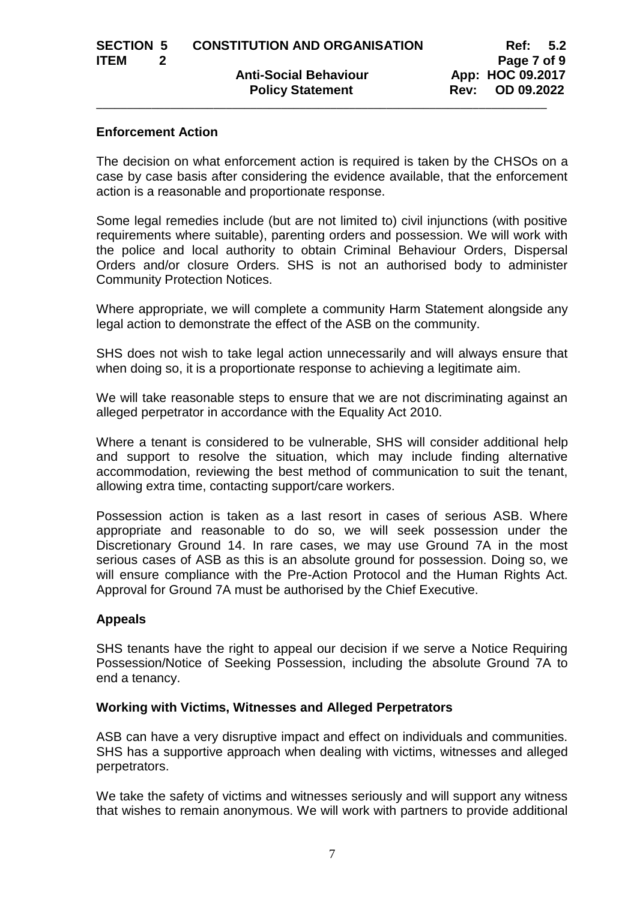## Enforcement Action

The decision on what enforcement action is required is taken by the CHSOs on a case by case basis after considering the evidence available, that the enforcement action is a reasonable and proportionate response.

Some legal remedies include (but are not limited to) civil injunctions (with positive requirements where suitable), parenting orders and possession. We will work with the police and local authority to obtain Criminal Behaviour Orders, Dispersal Orders and/or closure Orders. SHS is not an authorised body to administer Community Protection Notices.

Where appropriate, we will complete a community Harm Statement alongside any legal action to demonstrate the effect of the ASB on the community.

SHS does not wish to take legal action unnecessarily and will always ensure that when doing so, it is a proportionate response to achieving a legitimate aim.

We will take reasonable steps to ensure that we are not discriminating against an alleged perpetrator in accordance with the Equality Act 2010.

Where a tenant is considered to be vulnerable, SHS will consider additional help and support to resolve the situation, which may include finding alternative accommodation, reviewing the best method of communication to suit the tenant, allowing extra time, contacting support/care workers.

Possession action is taken as a last resort in cases of serious ASB. Where appropriate and reasonable to do so, we will seek possession under the Discretionary Ground 14. In rare cases, we may use Ground 7A in the most serious cases of ASB as this is an absolute ground for possession. Doing so, we will ensure compliance with the Pre-Action Protocol and the Human Rights Act. Approval for Ground 7A must be authorised by the Chief Executive.

## Appeals

SHS tenants have the right to appeal our decision if we serve a Notice Requiring Possession/Notice of Seeking Possession, including the absolute Ground 7A to end a tenancy.

## Working with Victims, Witnesses and Alleged Perpetrators

ASB can have a very disruptive impact and effect on individuals and communities. SHS has a supportive approach when dealing with victims, witnesses and alleged perpetrators.

We take the safety of victims and witnesses seriously and will support any witness that wishes to remain anonymous. We will work with partners to provide additional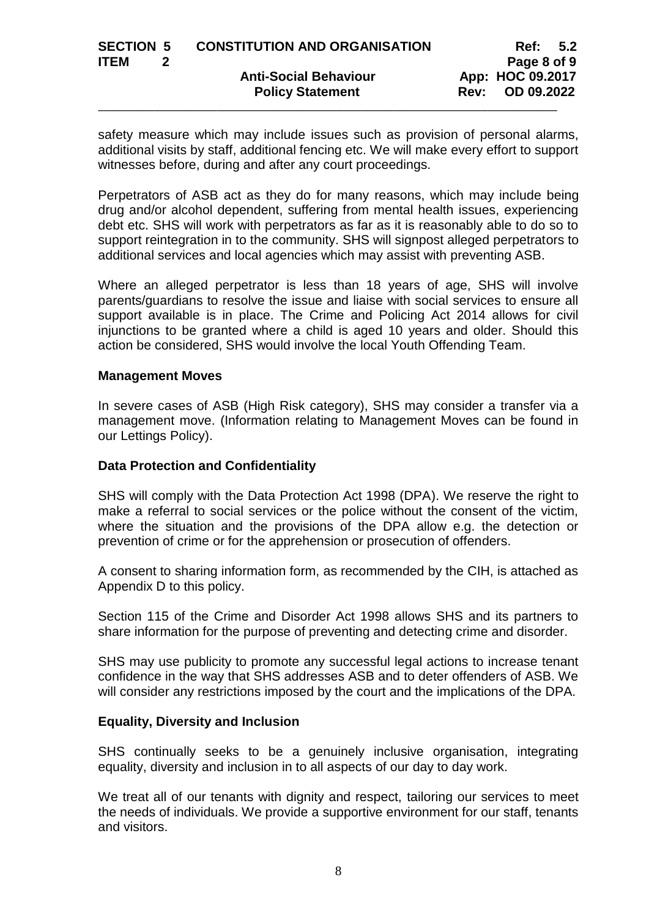safety measure which may include issues such as provision of personal alarms, additional visits by staff, additional fencing etc. We will make every effort to support witnesses before, during and after any court proceedings.

Perpetrators of ASB act as they do for many reasons, which may include being drug and/or alcohol dependent, suffering from mental health issues, experiencing debt etc. SHS will work with perpetrators as far as it is reasonably able to do so to support reintegration in to the community. SHS will signpost alleged perpetrators to additional services and local agencies which may assist with preventing ASB.

Where an alleged perpetrator is less than 18 years of age, SHS will involve parents/guardians to resolve the issue and liaise with social services to ensure all support available is in place. The Crime and Policing Act 2014 allows for civil injunctions to be granted where a child is aged 10 years and older. Should this action be considered, SHS would involve the local Youth Offending Team.

**Management Moves**

In severe cases of ASB (High Risk category), SHS may consider a transfer via a management move. (Information relating to Management Moves can be found in our Lettings Policy).

**Data Protection and Confidentiality**

SHS will comply with the Data Protection Act 1998 (DPA). We reserve the right to make a referral to social services or the police without the consent of the victim, where the situation and the provisions of the DPA allow e.g. the detection or prevention of crime or for the apprehension or prosecution of offenders.

A consent to sharing information form, as recommended by the CIH, is attached as Appendix D to this policy.

Section 115 of the Crime and Disorder Act 1998 allows SHS and its partners to share information for the purpose of preventing and detecting crime and disorder.

SHS may use publicity to promote any successful legal actions to increase tenant confidence in the way that SHS addresses ASB and to deter offenders of ASB. We will consider any restrictions imposed by the court and the implications of the DPA.

**Equality, Diversity and Inclusion**

SHS continually seeks to be a genuinely inclusive organisation, integrating equality, diversity and inclusion in to all aspects of our day to day work.

We treat all of our tenants with dignity and respect, tailoring our services to meet the needs of individuals. We provide a supportive environment for our staff, tenants and visitors.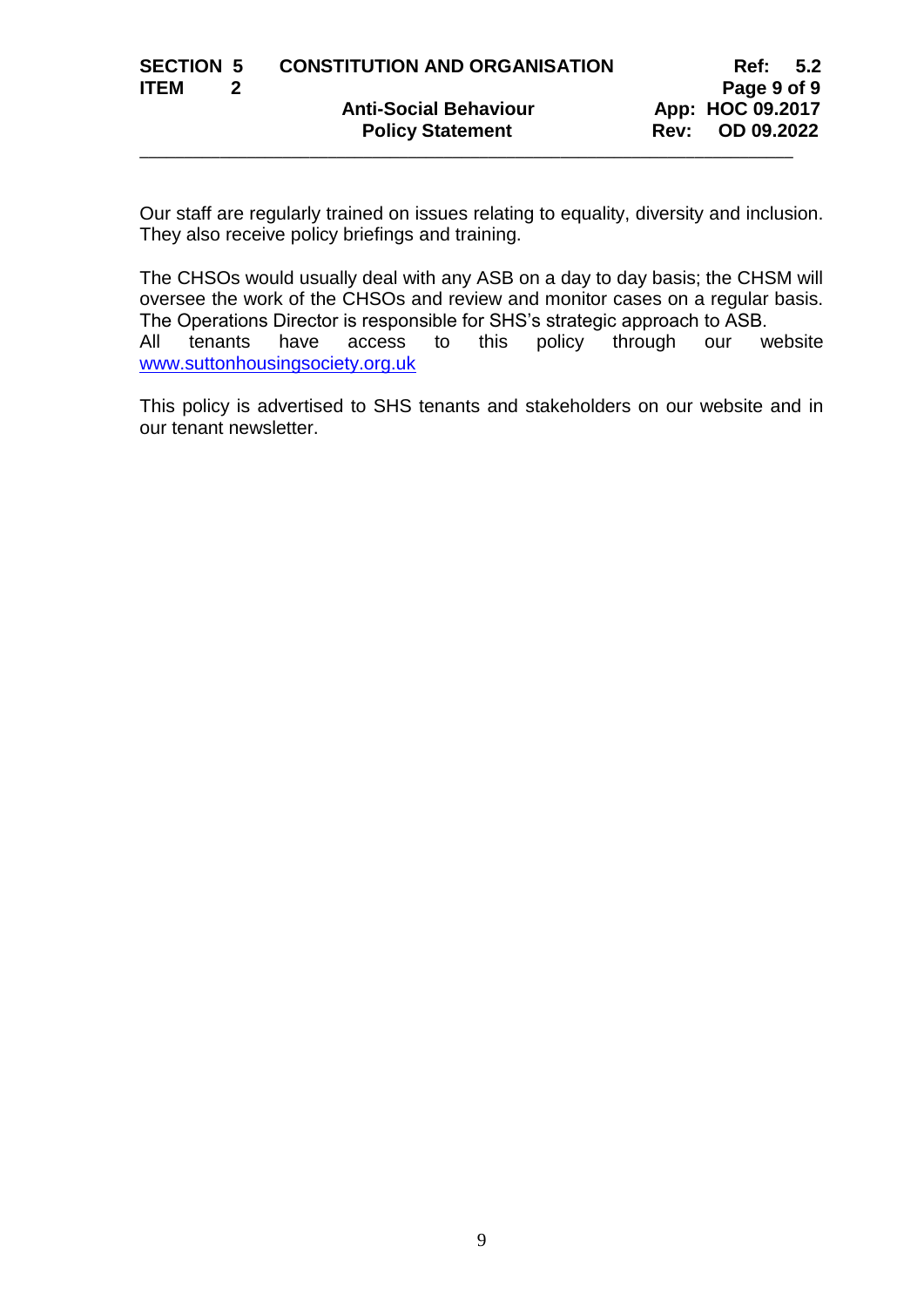Our staff are regularly trained on issues relating to equality, diversity and inclusion. They also receive policy briefings and training.

The CHSOs would usually deal with any ASB on a day to day basis; the CHSM will oversee the work of the CHSOs and review and monitor cases on a regular basis. The Operations Director is responsible for SHS's strategic approach to ASB.
All tenants have access to this policy through our website [www.suttonhousingsociety.org.uk](http://www.suttonhousingsociety.org.uk)

This policy is advertised to SHS tenants and stakeholders on our website and in our tenant newsletter.